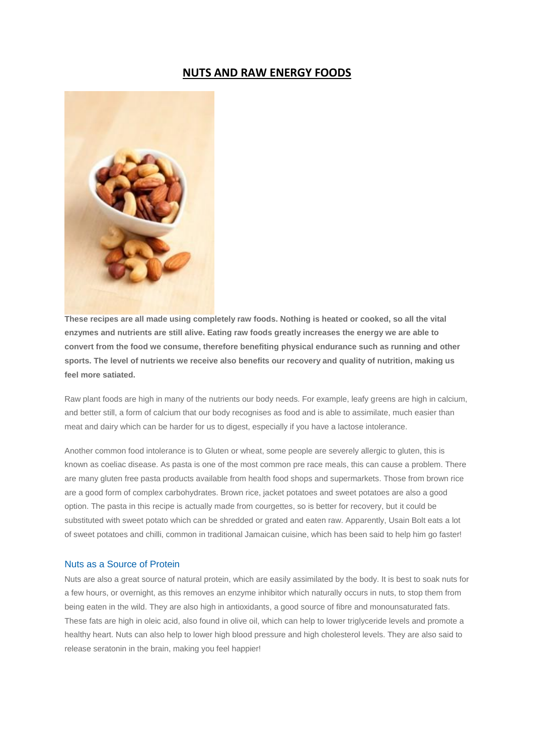# NUTS AND RAW ENERGY FOODS

**These recipes are all made using completely raw foods. Nothing is heated or cooked, so all the vital enzymes and nutrients are still alive. Eating raw foods greatly increases the energy we are able to convert from the food we consume, therefore benefiting physical endurance such as running and other sports. The level of nutrients we receive also benefits our recovery and quality of nutrition, making us feel more satiated.**

Raw plant foods are high in many of the nutrients our body needs. For example, leafy greens are high in calcium, and better still, a form of calcium that our body recognises as food and is able to assimilate, much easier than meat and dairy which can be harder for us to digest, especially if you have a lactose intolerance.

Another common food intolerance is to Gluten or wheat, some people are severely allergic to gluten, this is known as coeliac disease. As pasta is one of the most common pre race meals, this can cause a problem. There are many gluten free pasta products available from health food shops and supermarkets. Those from brown rice are a good form of complex carbohydrates. Brown rice, jacket potatoes and sweet potatoes are also a good option. The pasta in this recipe is actually made from courgettes, so is better for recovery, but it could be substituted with sweet potato which can be shredded or grated and eaten raw. Apparently, Usain Bolt eats a lot of sweet potatoes and chilli, common in traditional Jamaican cuisine, which has been said to help him go faster!

## Nuts as a Source of Protein

Nuts are also a great source of natural protein, which are easily assimilated by the body. It is best to soak nuts for a few hours, or overnight, as this removes an enzyme inhibitor which naturally occurs in nuts, to stop them from being eaten in the wild. They are also high in antioxidants, a good source of fibre and monounsaturated fats. These fats are high in oleic acid, also found in olive oil, which can help to lower triglyceride levels and promote a healthy heart. Nuts can also help to lower high blood pressure and high cholesterol levels. They are also said to release seratonin in the brain, making you feel happier!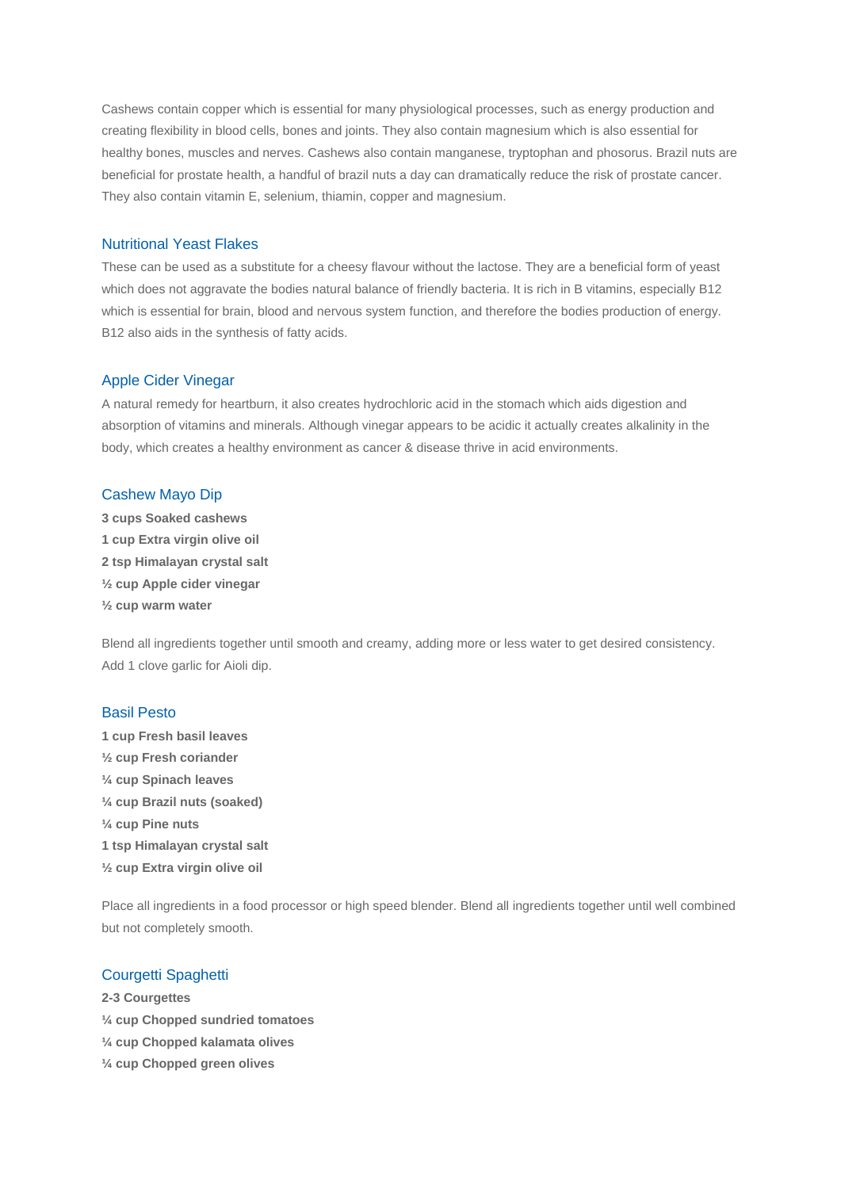Cashews contain copper which is essential for many physiological processes, such as energy production and creating flexibility in blood cells, bones and joints. They also contain magnesium which is also essential for healthy bones, muscles and nerves. Cashews also contain manganese, tryptophan and phosorus. Brazil nuts are beneficial for prostate health, a handful of brazil nuts a day can dramatically reduce the risk of prostate cancer. They also contain vitamin E, selenium, thiamin, copper and magnesium.

## Nutritional Yeast Flakes

These can be used as a substitute for a cheesy flavour without the lactose. They are a beneficial form of yeast which does not aggravate the bodies natural balance of friendly bacteria. It is rich in B vitamins, especially B12 which is essential for brain, blood and nervous system function, and therefore the bodies production of energy. B12 also aids in the synthesis of fatty acids.

## Apple Cider Vinegar

A natural remedy for heartburn, it also creates hydrochloric acid in the stomach which aids digestion and absorption of vitamins and minerals. Although vinegar appears to be acidic it actually creates alkalinity in the body, which creates a healthy environment as cancer & disease thrive in acid environments.

## Cashew Mayo Dip

**3 cups Soaked cashews**
**1 cup Extra virgin olive oil**
**2 tsp Himalayan crystal salt**
**½ cup Apple cider vinegar**
**½ cup warm water**

Blend all ingredients together until smooth and creamy, adding more or less water to get desired consistency. Add 1 clove garlic for Aioli dip.

## Basil Pesto

**1 cup Fresh basil leaves**
**½ cup Fresh coriander**
**¼ cup Spinach leaves**
**¼ cup Brazil nuts (soaked)**
**¼ cup Pine nuts**
**1 tsp Himalayan crystal salt**
**½ cup Extra virgin olive oil**

Place all ingredients in a food processor or high speed blender. Blend all ingredients together until well combined but not completely smooth.

## Courgetti Spaghetti

**2-3 Courgettes**
**¼ cup Chopped sundried tomatoes**
**¼ cup Chopped kalamata olives**
**¼ cup Chopped green olives**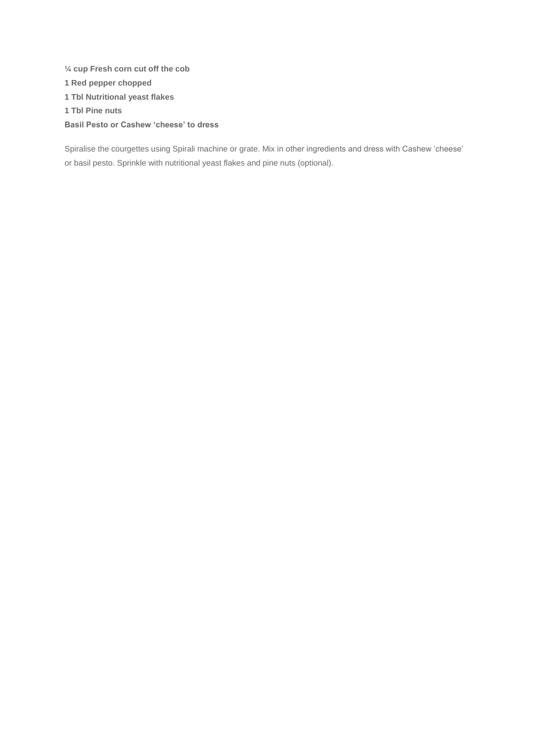**¼ cup Fresh corn cut off the cob**

**1 Red pepper chopped**

**1 Tbl Nutritional yeast flakes**

**1 Tbl Pine nuts**

**Basil Pesto or Cashew 'cheese' to dress**

Spiralise the courgettes using Spirali machine or grate. Mix in other ingredients and dress with Cashew 'cheese' or basil pesto. Sprinkle with nutritional yeast flakes and pine nuts (optional).